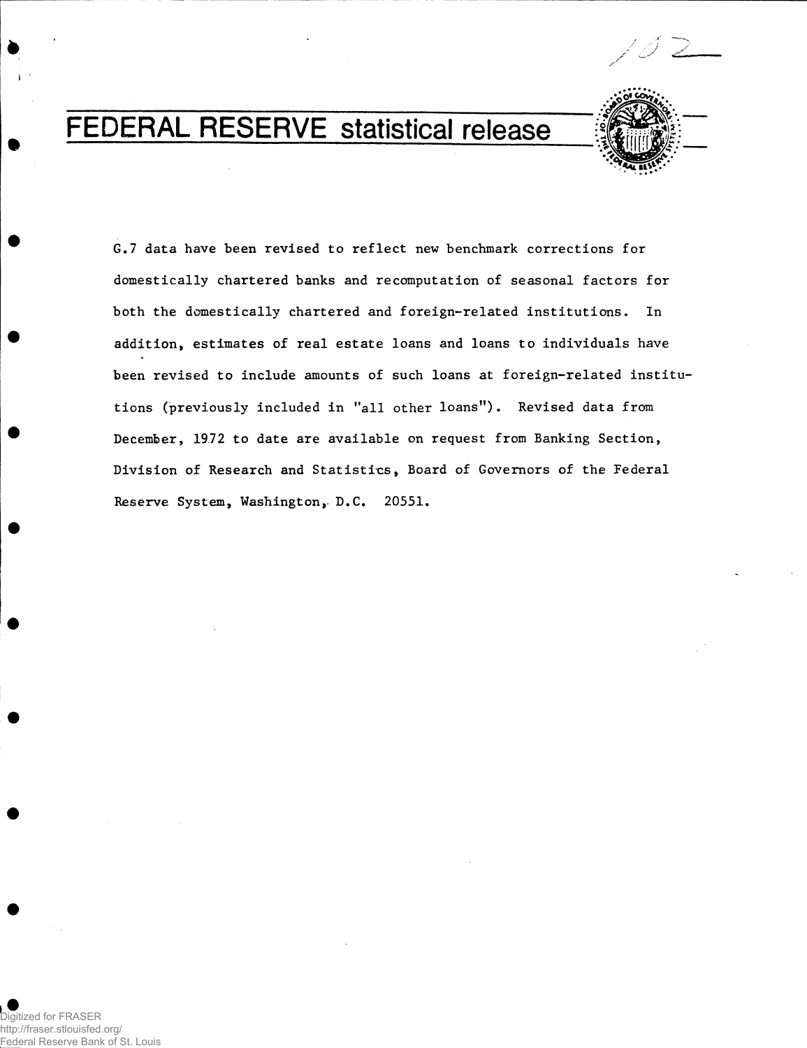# FEDERAL RESERVE statistical release

G.7 data have been revised to reflect new benchmark corrections for domestically chartered banks and recomputation of seasonal factors for both the domestically chartered and foreign-related institutions. In addition, estimates of real estate loans and loans to individuals have been revised to include amounts of such loans at foreign-related institutions (previously included in "all other loans"). Revised data from December, 1972 to date are available on request from Banking Section, Division of Research and Statistics, Board of Governors of the Federal Reserve System, Washington, D.C. 20551.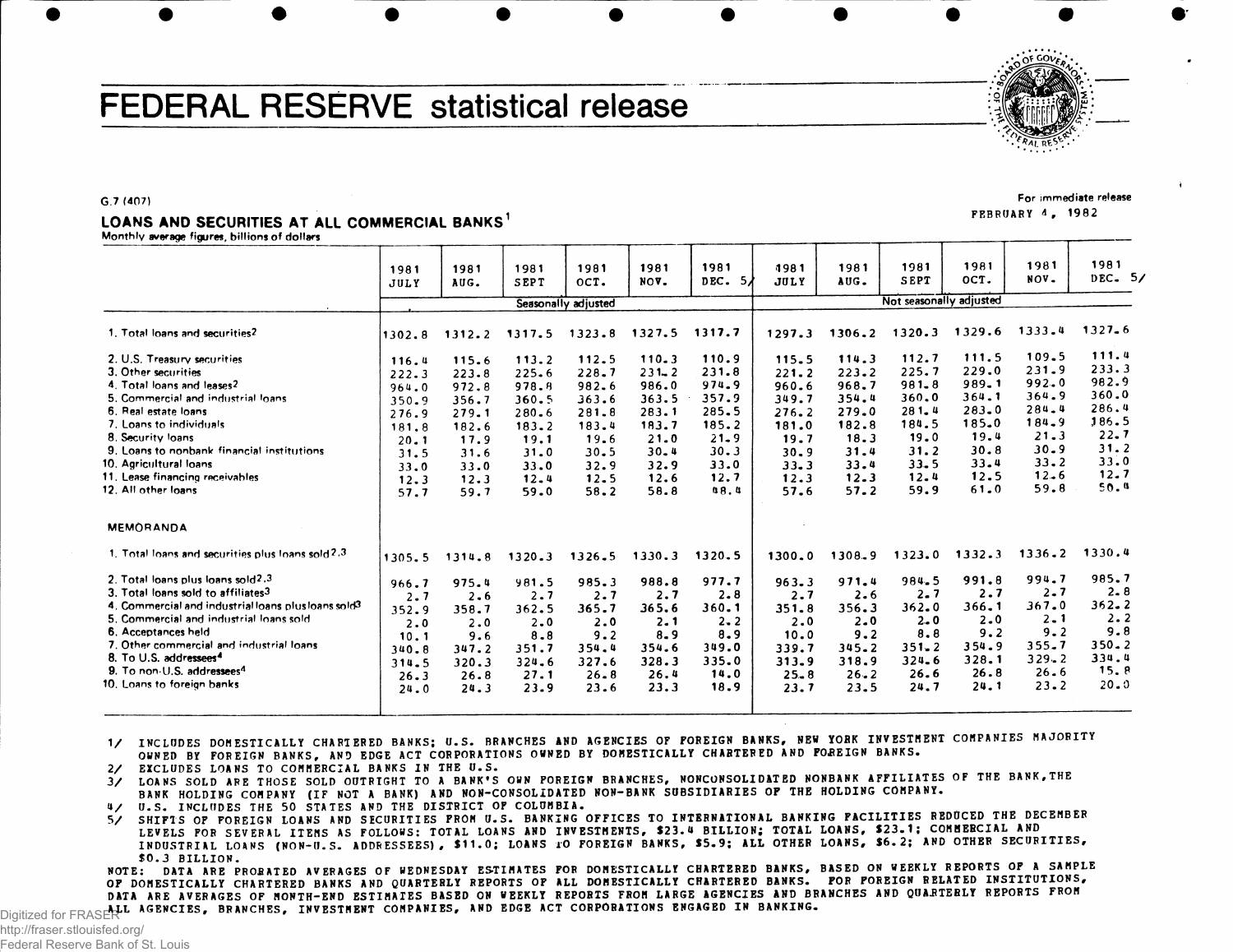# FEDERAL RESERVE statistical release

G.7 (407)

For immediate release
FEBRUARY 4, 1982

## LOANS AND SECURITIES AT ALL COMMERCIAL BANKS[1]

Monthly average figures, billions of dollars

| | 1981 JULY | 1981 AUG. | 1981 SEPT | 1981 OCT. | 1981 NOV. | 1981 DEC. 5/ | 1981 JULY | 1981 AUG. | 1981 SEPT | 1981 OCT. | 1981 NOV. | 1981 DEC. 5/ |
|---|---|---|---|---|---|---|---|---|---|---|---|---|
| | Seasonally adjusted | | | | | | Not seasonally adjusted | | | | | |
| 1. Total loans and securities[2] | 1302.8 | 1312.2 | 1317.5 | 1323.8 | 1327.5 | 1317.7 | 1297.3 | 1306.2 | 1320.3 | 1329.6 | 1333.4 | 1327.6 |
| 2. U.S. Treasury securities | 116.4 | 115.6 | 113.2 | 112.5 | 110.3 | 110.9 | 115.5 | 114.3 | 112.7 | 111.5 | 109.5 | 111.4 |
| 3. Other securities | 222.3 | 223.8 | 225.6 | 228.7 | 231.2 | 231.8 | 221.2 | 223.2 | 225.7 | 229.0 | 231.9 | 233.3 |
| 4. Total loans and leases[2] | 964.0 | 972.8 | 978.8 | 982.6 | 986.0 | 974.9 | 960.6 | 968.7 | 981.8 | 989.1 | 992.0 | 982.9 |
| 5. Commercial and industrial loans | 350.9 | 356.7 | 360.5 | 363.6 | 363.5 | 357.9 | 349.7 | 354.4 | 360.0 | 364.1 | 364.9 | 360.0 |
| 6. Real estate loans | 276.9 | 279.1 | 280.6 | 281.8 | 283.1 | 285.5 | 276.2 | 279.0 | 281.4 | 283.0 | 284.4 | 286.4 |
| 7. Loans to individuals | 181.8 | 182.6 | 183.2 | 183.4 | 183.7 | 185.2 | 181.0 | 182.8 | 184.5 | 185.0 | 184.9 | 186.5 |
| 8. Security loans | 20.1 | 17.9 | 19.1 | 19.6 | 21.0 | 21.9 | 19.7 | 18.3 | 19.0 | 19.4 | 21.3 | 22.7 |
| 9. Loans to nonbank financial institutions | 31.5 | 31.6 | 31.0 | 30.5 | 30.4 | 30.3 | 30.9 | 31.4 | 31.2 | 30.8 | 30.9 | 31.2 |
| 10. Agricultural loans | 33.0 | 33.0 | 33.0 | 32.9 | 32.9 | 33.0 | 33.3 | 33.4 | 33.5 | 33.4 | 33.2 | 33.0 |
| 11. Lease financing receivables | 12.3 | 12.3 | 12.4 | 12.5 | 12.6 | 12.7 | 12.3 | 12.3 | 12.4 | 12.5 | 12.6 | 12.7 |
| 12. All other loans | 57.7 | 59.7 | 59.0 | 58.2 | 58.8 | 48.4 | 57.6 | 57.2 | 59.9 | 61.0 | 59.8 | 50.4 |
| **MEMORANDA** | | | | | | | | | | | | |
| 1. Total loans and securities plus loans sold[2,3] | 1305.5 | 1314.8 | 1320.3 | 1326.5 | 1330.3 | 1320.5 | 1300.0 | 1308.9 | 1323.0 | 1332.3 | 1336.2 | 1330.4 |
| 2. Total loans plus loans sold[2,3] | 966.7 | 975.4 | 981.5 | 985.3 | 988.8 | 977.7 | 963.3 | 971.4 | 984.5 | 991.8 | 994.7 | 985.7 |
| 3. Total loans sold to affiliates[3] | 2.7 | 2.6 | 2.7 | 2.7 | 2.7 | 2.8 | 2.7 | 2.6 | 2.7 | 2.7 | 2.7 | 2.8 |
| 4. Commercial and industrial loans plus loans sold[3] | 352.9 | 358.7 | 362.5 | 365.7 | 365.6 | 360.1 | 351.8 | 356.3 | 362.0 | 366.1 | 367.0 | 362.2 |
| 5. Commercial and industrial loans sold | 2.0 | 2.0 | 2.0 | 2.0 | 2.1 | 2.2 | 2.0 | 2.0 | 2.0 | 2.0 | 2.1 | 2.2 |
| 6. Acceptances held | 10.1 | 9.6 | 8.8 | 9.2 | 8.9 | 8.9 | 10.0 | 9.2 | 8.8 | 9.2 | 9.2 | 9.8 |
| 7. Other commercial and industrial loans | 340.8 | 347.2 | 351.7 | 354.4 | 354.6 | 349.0 | 339.7 | 345.2 | 351.2 | 354.9 | 355.7 | 350.2 |
| 8. To U.S. addressees[4] | 314.5 | 320.3 | 324.6 | 327.6 | 328.3 | 335.0 | 313.9 | 318.9 | 324.6 | 328.1 | 329.2 | 334.4 |
| 9. To non-U.S. addressees[4] | 26.3 | 26.8 | 27.1 | 26.8 | 26.4 | 14.0 | 25.8 | 26.2 | 26.6 | 26.8 | 26.6 | 15.8 |
| 10. Loans to foreign banks | 24.0 | 24.3 | 23.9 | 23.6 | 23.3 | 18.9 | 23.7 | 23.5 | 24.7 | 24.1 | 23.2 | 20.0 |

1/ INCLUDES DOMESTICALLY CHARTERED BANKS; U.S. BRANCHES AND AGENCIES OF FOREIGN BANKS, NEW YORK INVESTMENT COMPANIES MAJORITY OWNED BY FOREIGN BANKS, AND EDGE ACT CORPORATIONS OWNED BY DOMESTICALLY CHARTERED AND FOREIGN BANKS.
2/ EXCLUDES LOANS TO COMMERCIAL BANKS IN THE U.S.
3/ LOANS SOLD ARE THOSE SOLD OUTRIGHT TO A BANK'S OWN FOREIGN BRANCHES, NONCONSOLIDATED NONBANK AFFILIATES OF THE BANK, THE BANK HOLDING COMPANY (IF NOT A BANK) AND NON-CONSOLIDATED NON-BANK SUBSIDIARIES OF THE HOLDING COMPANY.
4/ U.S. INCLUDES THE 50 STATES AND THE DISTRICT OF COLUMBIA.
5/ SHIFTS OF FOREIGN LOANS AND SECURITIES FROM U.S. BANKING OFFICES TO INTERNATIONAL BANKING FACILITIES REDUCED THE DECEMBER LEVELS FOR SEVERAL ITEMS AS FOLLOWS: TOTAL LOANS AND INVESTMENTS, $23.4 BILLION; TOTAL LOANS, $23.1; COMMERCIAL AND INDUSTRIAL LOANS (NON-U.S. ADDRESSEES), $11.0; LOANS TO FOREIGN BANKS, $5.9; ALL OTHER LOANS, $6.2; AND OTHER SECURITIES, $0.3 BILLION.

NOTE: DATA ARE PRORATED AVERAGES OF WEDNESDAY ESTIMATES FOR DOMESTICALLY CHARTERED BANKS, BASED ON WEEKLY REPORTS OF A SAMPLE OF DOMESTICALLY CHARTERED BANKS AND QUARTERLY REPORTS OF ALL DOMESTICALLY CHARTERED BANKS. FOR FOREIGN RELATED INSTITUTIONS, DATA ARE AVERAGES OF MONTH-END ESTIMATES BASED ON WEEKLY REPORTS FROM LARGE AGENCIES AND BRANCHES AND QUARTERLY REPORTS FROM ALL AGENCIES, BRANCHES, INVESTMENT COMPANIES, AND EDGE ACT CORPORATIONS ENGAGED IN BANKING.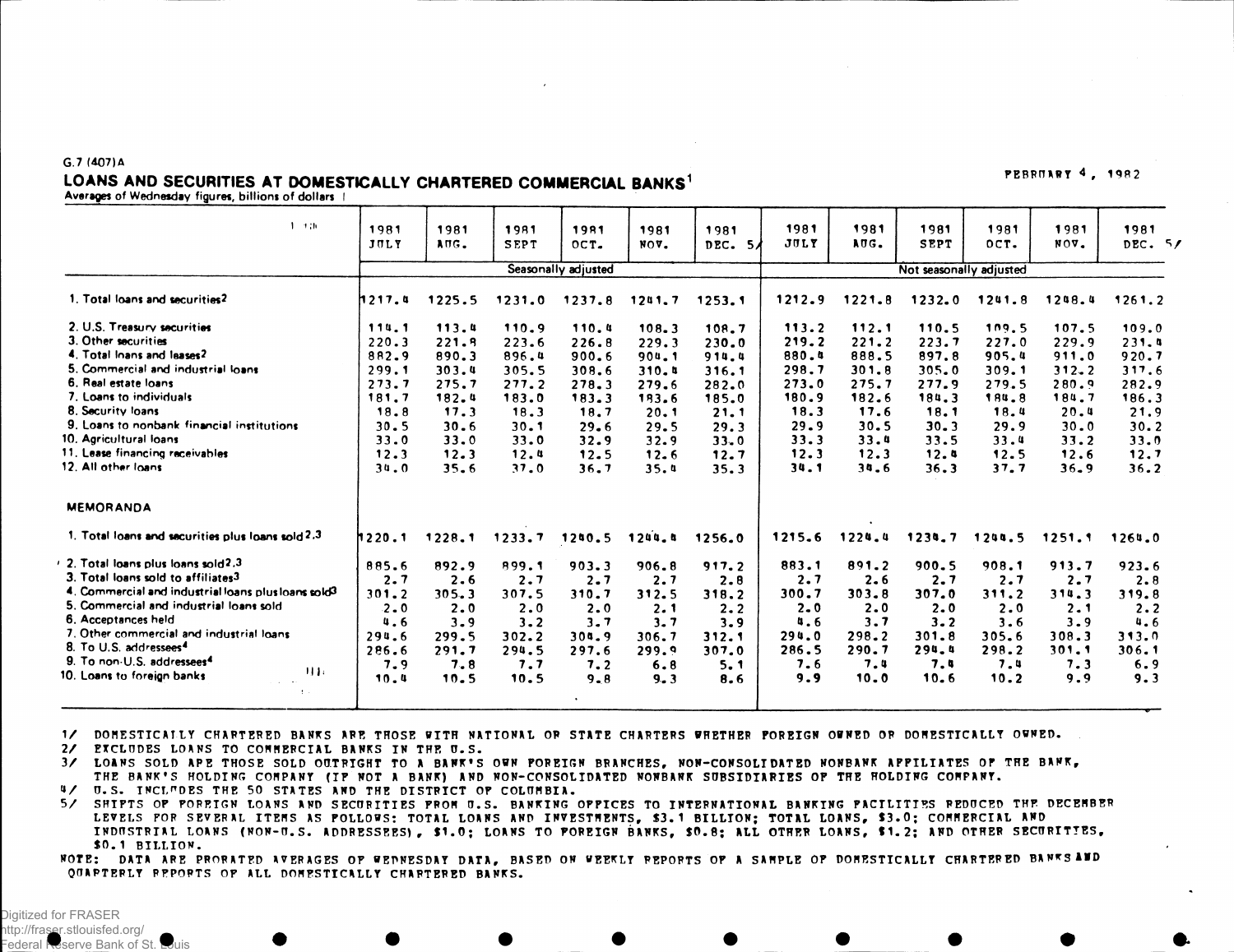G.7 (407)A

# LOANS AND SECURITIES AT DOMESTICALLY CHARTERED COMMERCIAL BANKS[1]

FEBRUARY 4, 1982

Averages of Wednesday figures, billions of dollars

| Item | 1981 JULY | 1981 AUG. | 1981 SEPT | 1981 OCT. | 1981 NOV. | 1981 DEC. 5/ | 1981 JULY | 1981 AUG. | 1981 SEPT | 1981 OCT. | 1981 NOV. | 1981 DEC. 5/ |
|---|---|---|---|---|---|---|---|---|---|---|---|---|
| | Seasonally adjusted | | | | | | Not seasonally adjusted | | | | | |
| 1. Total loans and securities[2] | 1217.4 | 1225.5 | 1231.0 | 1237.8 | 1241.7 | 1253.1 | 1212.9 | 1221.8 | 1232.0 | 1241.8 | 1248.4 | 1261.2 |
| 2. U.S. Treasury securities | 114.1 | 113.4 | 110.9 | 110.4 | 108.3 | 108.7 | 113.2 | 112.1 | 110.5 | 109.5 | 107.5 | 109.0 |
| 3. Other securities | 220.3 | 221.8 | 223.6 | 226.8 | 229.3 | 230.0 | 219.2 | 221.2 | 223.7 | 227.0 | 229.9 | 231.4 |
| 4. Total loans and leases[2] | 882.9 | 890.3 | 896.4 | 900.6 | 904.1 | 914.4 | 880.4 | 888.5 | 897.8 | 905.4 | 911.0 | 920.7 |
| 5. Commercial and industrial loans | 299.1 | 303.4 | 305.5 | 308.6 | 310.4 | 316.1 | 298.7 | 301.8 | 305.0 | 309.1 | 312.2 | 317.6 |
| 6. Real estate loans | 273.7 | 275.7 | 277.2 | 278.3 | 279.6 | 282.0 | 273.0 | 275.7 | 277.9 | 279.5 | 280.9 | 282.9 |
| 7. Loans to individuals | 181.7 | 182.4 | 183.0 | 183.3 | 183.6 | 185.0 | 180.9 | 182.6 | 184.3 | 184.8 | 184.7 | 186.3 |
| 8. Security loans | 18.8 | 17.3 | 18.3 | 18.7 | 20.1 | 21.1 | 18.3 | 17.6 | 18.1 | 18.4 | 20.4 | 21.9 |
| 9. Loans to nonbank financial institutions | 30.5 | 30.6 | 30.1 | 29.6 | 29.5 | 29.3 | 29.9 | 30.5 | 30.3 | 29.9 | 30.0 | 30.2 |
| 10. Agricultural loans | 33.0 | 33.0 | 33.0 | 32.9 | 32.9 | 33.0 | 33.3 | 33.4 | 33.5 | 33.4 | 33.2 | 33.0 |
| 11. Lease financing receivables | 12.3 | 12.3 | 12.4 | 12.5 | 12.6 | 12.7 | 12.3 | 12.3 | 12.4 | 12.5 | 12.6 | 12.7 |
| 12. All other loans | 34.0 | 35.6 | 37.0 | 36.7 | 35.4 | 35.3 | 34.1 | 34.6 | 36.3 | 37.7 | 36.9 | 36.2 |
| **MEMORANDA** | | | | | | | | | | | | |
| 1. Total loans and securities plus loans sold[2,3] | 1220.1 | 1228.1 | 1233.7 | 1240.5 | 1244.4 | 1256.0 | 1215.6 | 1224.4 | 1234.7 | 1244.5 | 1251.1 | 1264.0 |
| 2. Total loans plus loans sold[2,3] | 885.6 | 892.9 | 899.1 | 903.3 | 906.8 | 917.2 | 883.1 | 891.2 | 900.5 | 908.1 | 913.7 | 923.6 |
| 3. Total loans sold to affiliates[3] | 2.7 | 2.6 | 2.7 | 2.7 | 2.7 | 2.8 | 2.7 | 2.6 | 2.7 | 2.7 | 2.7 | 2.8 |
| 4. Commercial and industrial loans plus loans sold[3] | 301.2 | 305.3 | 307.5 | 310.7 | 312.5 | 318.2 | 300.7 | 303.8 | 307.0 | 311.2 | 314.3 | 319.8 |
| 5. Commercial and industrial loans sold | 2.0 | 2.0 | 2.0 | 2.0 | 2.1 | 2.2 | 2.0 | 2.0 | 2.0 | 2.0 | 2.1 | 2.2 |
| 6. Acceptances held | 4.6 | 3.9 | 3.2 | 3.7 | 3.7 | 3.9 | 4.6 | 3.7 | 3.2 | 3.6 | 3.9 | 4.6 |
| 7. Other commercial and industrial loans | 294.6 | 299.5 | 302.2 | 304.9 | 306.7 | 312.1 | 294.0 | 298.2 | 301.8 | 305.6 | 308.3 | 313.0 |
| 8. To U.S. addressees[4] | 286.6 | 291.7 | 294.5 | 297.6 | 299.9 | 307.0 | 286.5 | 290.7 | 294.4 | 298.2 | 301.1 | 306.1 |
| 9. To non-U.S. addressees[4] | 7.9 | 7.8 | 7.7 | 7.2 | 6.8 | 5.1 | 7.6 | 7.4 | 7.4 | 7.4 | 7.3 | 6.9 |
| 10. Loans to foreign banks | 10.4 | 10.5 | 10.5 | 9.8 | 9.3 | 8.6 | 9.9 | 10.0 | 10.6 | 10.2 | 9.9 | 9.3 |

1/ DOMESTICALLY CHARTERED BANKS ARE THOSE WITH NATIONAL OR STATE CHARTERS WHETHER FOREIGN OWNED OR DOMESTICALLY OWNED.
2/ EXCLUDES LOANS TO COMMERCIAL BANKS IN THE U.S.
3/ LOANS SOLD ARE THOSE SOLD OUTRIGHT TO A BANK'S OWN FOREIGN BRANCHES, NON-CONSOLIDATED NONBANK AFFILIATES OF THE BANK, THE BANK'S HOLDING COMPANY (IF NOT A BANK) AND NON-CONSOLIDATED NONBANK SUBSIDIARIES OF THE HOLDING COMPANY.
4/ U.S. INCLUDES THE 50 STATES AND THE DISTRICT OF COLUMBIA.
5/ SHIFTS OF FOREIGN LOANS AND SECURITIES FROM U.S. BANKING OFFICES TO INTERNATIONAL BANKING FACILITIES REDUCED THE DECEMBER LEVELS FOR SEVERAL ITEMS AS FOLLOWS: TOTAL LOANS AND INVESTMENTS, $3.1 BILLION; TOTAL LOANS, $3.0; COMMERCIAL AND INDUSTRIAL LOANS (NON-U.S. ADDRESSEES), $1.0; LOANS TO FOREIGN BANKS, $0.8; ALL OTHER LOANS, $1.2; AND OTHER SECURITIES, $0.1 BILLION.

NOTE: DATA ARE PRORATED AVERAGES OF WEDNESDAY DATA, BASED ON WEEKLY REPORTS OF A SAMPLE OF DOMESTICALLY CHARTERED BANKS AND QUARTERLY REPORTS OF ALL DOMESTICALLY CHARTERED BANKS.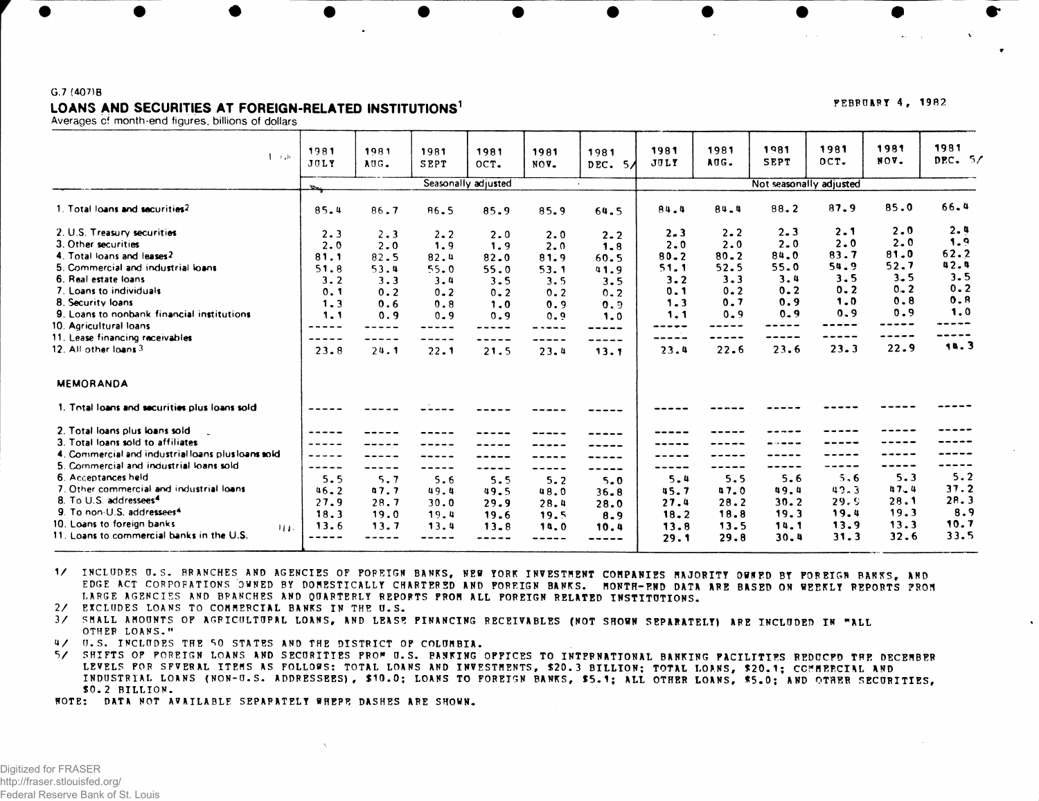G.7 (407)B

## LOANS AND SECURITIES AT FOREIGN-RELATED INSTITUTIONS[1]

Averages of month-end figures, billions of dollars

FEBRUARY 4, 1982

| Item | 1981 JULY | 1981 AUG. | 1981 SEPT | 1981 OCT. | 1981 NOV. | 1981 DEC. 5/ | 1981 JULY | 1981 AUG. | 1981 SEPT | 1981 OCT. | 1981 NOV. | 1981 DEC. 5/ |
|---|---|---|---|---|---|---|---|---|---|---|---|---|
| | Seasonally adjusted | | | | | | Not seasonally adjusted | | | | | |
| 1. Total loans and securities[2] | 85.4 | 86.7 | 86.5 | 85.9 | 85.9 | 64.5 | 84.4 | 84.4 | 88.2 | 87.9 | 85.0 | 66.4 |
| 2. U.S. Treasury securities | 2.3 | 2.3 | 2.2 | 2.0 | 2.0 | 2.2 | 2.3 | 2.2 | 2.3 | 2.1 | 2.0 | 2.4 |
| 3. Other securities | 2.0 | 2.0 | 1.9 | 1.9 | 2.0 | 1.8 | 2.0 | 2.0 | 2.0 | 2.0 | 2.0 | 1.9 |
| 4. Total loans and leases[2] | 81.1 | 82.5 | 82.4 | 82.0 | 81.9 | 60.5 | 80.2 | 80.2 | 84.0 | 83.7 | 81.0 | 62.2 |
| 5. Commercial and industrial loans | 51.8 | 53.4 | 55.0 | 55.0 | 53.1 | 41.9 | 51.1 | 52.5 | 55.0 | 54.9 | 52.7 | 42.4 |
| 6. Real estate loans | 3.2 | 3.3 | 3.4 | 3.5 | 3.5 | 3.5 | 3.2 | 3.3 | 3.4 | 3.5 | 3.5 | 3.5 |
| 7. Loans to individuals | 0.1 | 0.2 | 0.2 | 0.2 | 0.2 | 0.2 | 0.1 | 0.2 | 0.2 | 0.2 | 0.2 | 0.2 |
| 8. Security loans | 1.3 | 0.6 | 0.8 | 1.0 | 0.9 | 0.9 | 1.3 | 0.7 | 0.9 | 1.0 | 0.8 | 0.8 |
| 9. Loans to nonbank financial institutions | 1.1 | 0.9 | 0.9 | 0.9 | 0.9 | 1.0 | 1.1 | 0.9 | 0.9 | 0.9 | 0.9 | 1.0 |
| 10. Agricultural loans | ----- | ----- | ----- | ----- | ----- | ----- | ----- | ----- | ----- | ----- | ----- | ----- |
| 11. Lease financing receivables | ----- | ----- | ----- | ----- | ----- | ----- | ----- | ----- | ----- | ----- | ----- | ----- |
| 12. All other loans[3] | 23.8 | 24.1 | 22.1 | 21.5 | 23.4 | 13.1 | 23.4 | 22.6 | 23.6 | 23.3 | 22.9 | 14.3 |
| **MEMORANDA** | | | | | | | | | | | | |
| 1. Total loans and securities plus loans sold | ----- | ----- | ----- | ----- | ----- | ----- | ----- | ----- | ----- | ----- | ----- | ----- |
| 2. Total loans plus loans sold | ----- | ----- | ----- | ----- | ----- | ----- | ----- | ----- | ----- | ----- | ----- | ----- |
| 3. Total loans sold to affiliates | ----- | ----- | ----- | ----- | ----- | ----- | ----- | ----- | ----- | ----- | ----- | ----- |
| 4. Commercial and industrial loans plus loans sold | ----- | ----- | ----- | ----- | ----- | ----- | ----- | ----- | ----- | ----- | ----- | ----- |
| 5. Commercial and industrial loans sold | ----- | ----- | ----- | ----- | ----- | ----- | ----- | ----- | ----- | ----- | ----- | ----- |
| 6. Acceptances held | 5.5 | 5.7 | 5.6 | 5.5 | 5.2 | 5.0 | 5.4 | 5.5 | 5.6 | 5.6 | 5.3 | 5.2 |
| 7. Other commercial and industrial loans | 46.2 | 47.7 | 49.4 | 49.5 | 48.0 | 36.8 | 45.7 | 47.0 | 49.4 | 49.3 | 47.4 | 37.2 |
| 8. To U.S. addressees[4] | 27.9 | 28.7 | 30.0 | 29.9 | 28.4 | 28.0 | 27.4 | 28.2 | 30.2 | 29.9 | 28.1 | 28.3 |
| 9. To non-U.S. addressees[4] | 18.3 | 19.0 | 19.4 | 19.6 | 19.5 | 8.9 | 18.2 | 18.8 | 19.3 | 19.4 | 19.3 | 8.9 |
| 10. Loans to foreign banks | 13.6 | 13.7 | 13.4 | 13.8 | 14.0 | 10.4 | 13.8 | 13.5 | 14.1 | 13.9 | 13.3 | 10.7 |
| 11. Loans to commercial banks in the U.S. | ----- | ----- | ----- | ----- | ----- | ----- | 29.1 | 29.8 | 30.4 | 31.3 | 32.6 | 33.5 |

1/ INCLUDES U.S. BRANCHES AND AGENCIES OF FOREIGN BANKS, NEW YORK INVESTMENT COMPANIES MAJORITY OWNED BY FOREIGN BANKS, AND EDGE ACT CORPORATIONS OWNED BY DOMESTICALLY CHARTERED AND FOREIGN BANKS. MONTH-END DATA ARE BASED ON WEEKLY REPORTS FROM LARGE AGENCIES AND BRANCHES AND QUARTERLY REPORTS FROM ALL FOREIGN RELATED INSTITUTIONS.

2/ EXCLUDES LOANS TO COMMERCIAL BANKS IN THE U.S.

3/ SMALL AMOUNTS OF AGRICULTURAL LOANS, AND LEASE FINANCING RECEIVABLES (NOT SHOWN SEPARATELY) ARE INCLUDED IN "ALL OTHER LOANS."

4/ U.S. INCLUDES THE 50 STATES AND THE DISTRICT OF COLUMBIA.

5/ SHIFTS OF FOREIGN LOANS AND SECURITIES FROM U.S. BANKING OFFICES TO INTERNATIONAL BANKING FACILITIES REDUCED THE DECEMBER LEVELS FOR SEVERAL ITEMS AS FOLLOWS: TOTAL LOANS AND INVESTMENTS, $20.3 BILLION; TOTAL LOANS, $20.1; COMMERCIAL AND INDUSTRIAL LOANS (NON-U.S. ADDRESSEES), $10.0; LOANS TO FOREIGN BANKS, $5.1; ALL OTHER LOANS, $5.0; AND OTHER SECURITIES, $0.2 BILLION.

NOTE: DATA NOT AVAILABLE SEPARATELY WHERE DASHES ARE SHOWN.